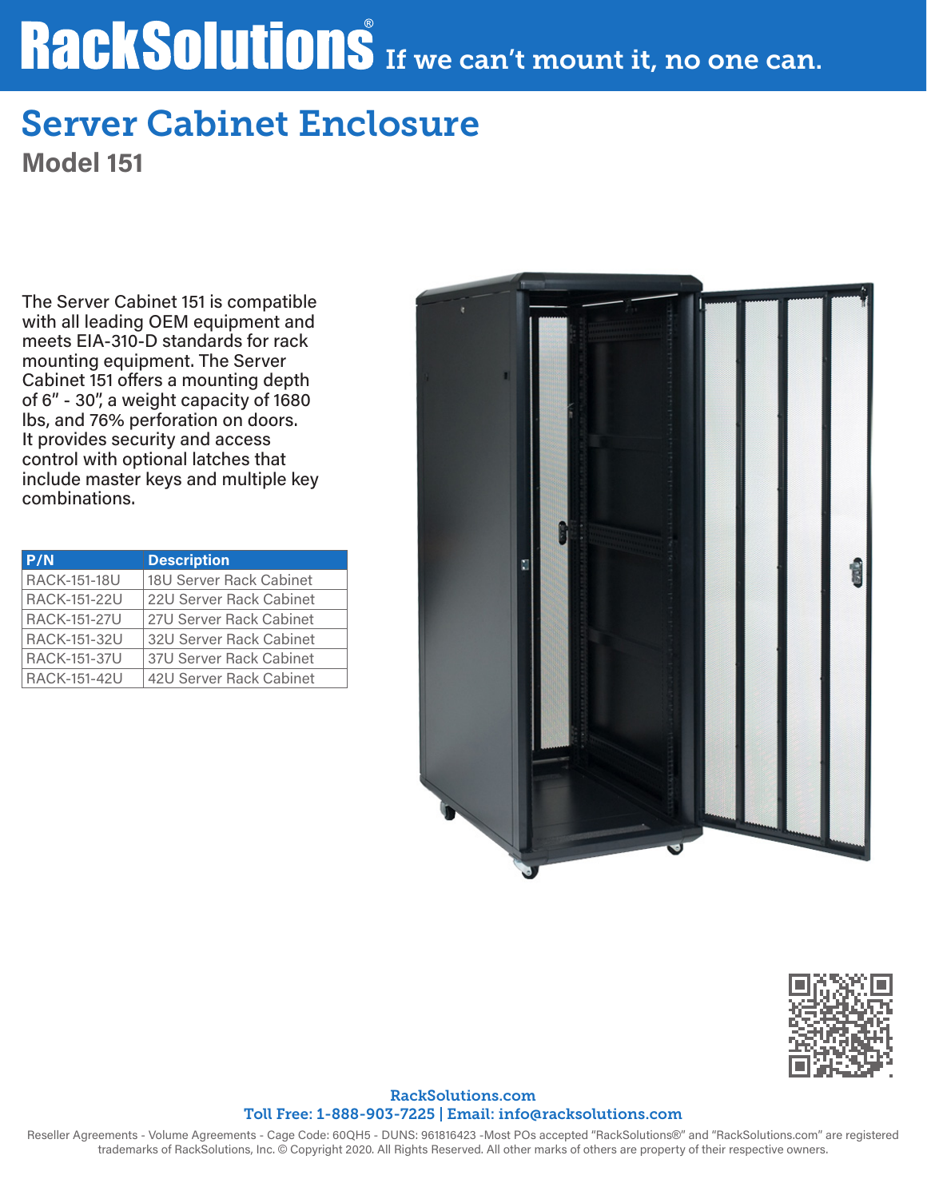# RackSolutions® If we can't mount it, no one can.

## Server Cabinet Enclosure

### Model 151

The Server Cabinet 151 is compatible with all leading OEM equipment and meets EIA-310-D standards for rack mounting equipment. The Server Cabinet 151 offers a mounting depth of 6" - 30", a weight capacity of 1680 lbs, and 76% perforation on doors. It provides security and access control with optional latches that include master keys and multiple key combinations.

| P/N | Description |
|---|---|
| RACK-151-18U | 18U Server Rack Cabinet |
| RACK-151-22U | 22U Server Rack Cabinet |
| RACK-151-27U | 27U Server Rack Cabinet |
| RACK-151-32U | 32U Server Rack Cabinet |
| RACK-151-37U | 37U Server Rack Cabinet |
| RACK-151-42U | 42U Server Rack Cabinet |

RackSolutions.com
Toll Free: 1-888-903-7225 | Email: info@racksolutions.com

Reseller Agreements - Volume Agreements - Cage Code: 60QH5 - DUNS: 961816423 -Most POs accepted "RackSolutions®" and "RackSolutions.com" are registered trademarks of RackSolutions, Inc. © Copyright 2020. All Rights Reserved. All other marks of others are property of their respective owners.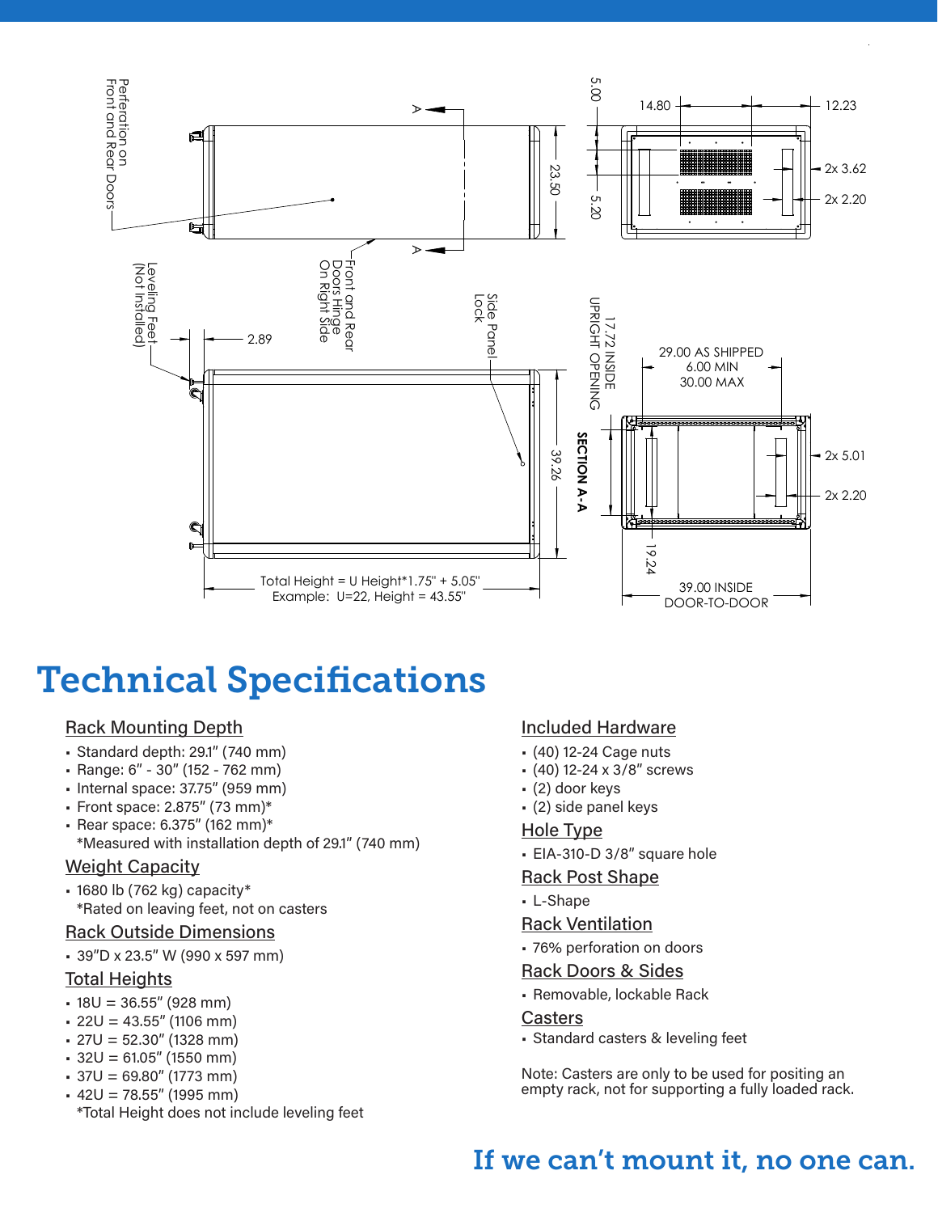Perforation on Front and Rear Doors

A

A

23.50

Front and Rear Doors Hinge On Right Side

5.00

5.20

14.80

12.23

2x 3.62

2x 2.20

Leveling Feet (Not Installed)

2.89

Side Panel Lock

39.26

17.72 INSIDE UPRIGHT OPENING

SECTION A-A

29.00 AS SHIPPED
6.00 MIN
30.00 MAX

2x 5.01

2x 2.20

19.24

39.00 INSIDE DOOR-TO-DOOR

Total Height = U Height*1.75" + 5.05"
Example: U=22, Height = 43.55"

# Technical Specifications

## Rack Mounting Depth

- Standard depth: 29.1" (740 mm)
- Range: 6" - 30" (152 - 762 mm)
- Internal space: 37.75" (959 mm)
- Front space: 2.875" (73 mm)*
- Rear space: 6.375" (162 mm)*
  *Measured with installation depth of 29.1" (740 mm)

## Weight Capacity

- 1680 lb (762 kg) capacity*
  *Rated on leaving feet, not on casters

## Rack Outside Dimensions

- 39"D x 23.5" W (990 x 597 mm)

## Total Heights

- 18U = 36.55" (928 mm)
- 22U = 43.55" (1106 mm)
- 27U = 52.30" (1328 mm)
- 32U = 61.05" (1550 mm)
- 37U = 69.80" (1773 mm)
- 42U = 78.55" (1995 mm)
  *Total Height does not include leveling feet

## Included Hardware

- (40) 12-24 Cage nuts
- (40) 12-24 x 3/8" screws
- (2) door keys
- (2) side panel keys

## Hole Type

- EIA-310-D 3/8" square hole

## Rack Post Shape

- L-Shape

## Rack Ventilation

- 76% perforation on doors

## Rack Doors & Sides

- Removable, lockable Rack

## Casters

- Standard casters & leveling feet

Note: Casters are only to be used for positing an empty rack, not for supporting a fully loaded rack.

**If we can't mount it, no one can.**